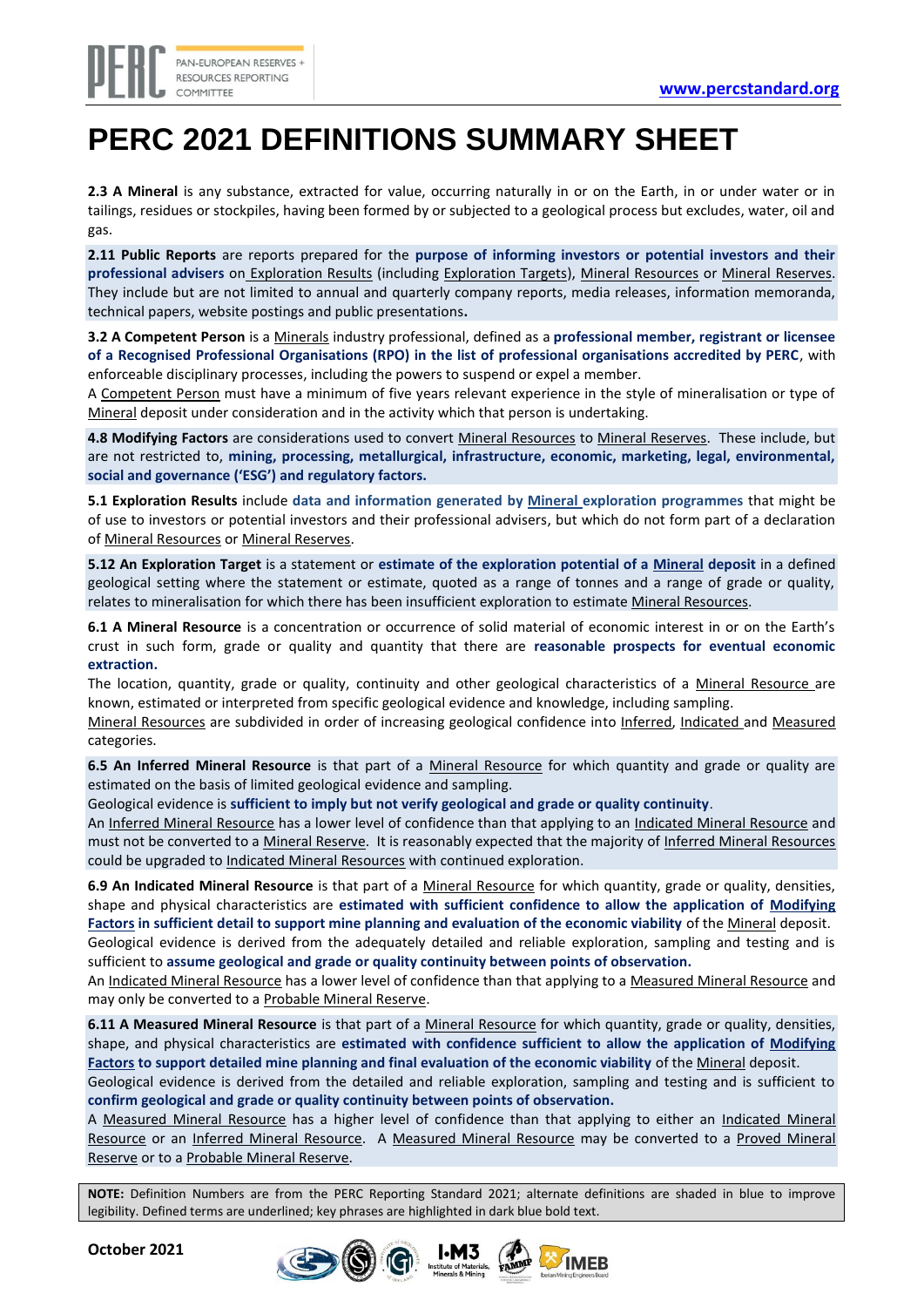# PERC 2021 DEFINITIONS SUMMARY SHEET

**2.3 A Mineral** is any substance, extracted for value, occurring naturally in or on the Earth, in or under water or in tailings, residues or stockpiles, having been formed by or subjected to a geological process but excludes, water, oil and gas.

**2.11 Public Reports** are reports prepared for the **purpose of informing investors or potential investors and their professional advisers** on Exploration Results (including Exploration Targets), Mineral Resources or Mineral Reserves. They include but are not limited to annual and quarterly company reports, media releases, information memoranda, technical papers, website postings and public presentations**.**

**3.2 A Competent Person** is a Minerals industry professional, defined as a **professional member, registrant or licensee of a Recognised Professional Organisations (RPO) in the list of professional organisations accredited by PERC**, with enforceable disciplinary processes, including the powers to suspend or expel a member.

A Competent Person must have a minimum of five years relevant experience in the style of mineralisation or type of Mineral deposit under consideration and in the activity which that person is undertaking.

**4.8 Modifying Factors** are considerations used to convert Mineral Resources to Mineral Reserves. These include, but are not restricted to, **mining, processing, metallurgical, infrastructure, economic, marketing, legal, environmental, social and governance ('ESG') and regulatory factors.**

**5.1 Exploration Results** include **data and information generated by Mineral exploration programmes** that might be of use to investors or potential investors and their professional advisers, but which do not form part of a declaration of Mineral Resources or Mineral Reserves.

**5.12 An Exploration Target** is a statement or **estimate of the exploration potential of a Mineral deposit** in a defined geological setting where the statement or estimate, quoted as a range of tonnes and a range of grade or quality, relates to mineralisation for which there has been insufficient exploration to estimate Mineral Resources.

**6.1 A Mineral Resource** is a concentration or occurrence of solid material of economic interest in or on the Earth's crust in such form, grade or quality and quantity that there are **reasonable prospects for eventual economic extraction.**

The location, quantity, grade or quality, continuity and other geological characteristics of a Mineral Resource are known, estimated or interpreted from specific geological evidence and knowledge, including sampling.

Mineral Resources are subdivided in order of increasing geological confidence into Inferred, Indicated and Measured categories.

**6.5 An Inferred Mineral Resource** is that part of a Mineral Resource for which quantity and grade or quality are estimated on the basis of limited geological evidence and sampling.

Geological evidence is **sufficient to imply but not verify geological and grade or quality continuity**.

An Inferred Mineral Resource has a lower level of confidence than that applying to an Indicated Mineral Resource and must not be converted to a Mineral Reserve. It is reasonably expected that the majority of Inferred Mineral Resources could be upgraded to Indicated Mineral Resources with continued exploration.

**6.9 An Indicated Mineral Resource** is that part of a Mineral Resource for which quantity, grade or quality, densities, shape and physical characteristics are **estimated with sufficient confidence to allow the application of Modifying Factors in sufficient detail to support mine planning and evaluation of the economic viability** of the Mineral deposit.

Geological evidence is derived from the adequately detailed and reliable exploration, sampling and testing and is sufficient to **assume geological and grade or quality continuity between points of observation.**

An Indicated Mineral Resource has a lower level of confidence than that applying to a Measured Mineral Resource and may only be converted to a Probable Mineral Reserve.

**6.11 A Measured Mineral Resource** is that part of a Mineral Resource for which quantity, grade or quality, densities, shape, and physical characteristics are **estimated with confidence sufficient to allow the application of Modifying Factors to support detailed mine planning and final evaluation of the economic viability** of the Mineral deposit.

Geological evidence is derived from the detailed and reliable exploration, sampling and testing and is sufficient to **confirm geological and grade or quality continuity between points of observation.**

A Measured Mineral Resource has a higher level of confidence than that applying to either an Indicated Mineral Resource or an Inferred Mineral Resource. A Measured Mineral Resource may be converted to a Proved Mineral Reserve or to a Probable Mineral Reserve.

**NOTE:** Definition Numbers are from the PERC Reporting Standard 2021; alternate definitions are shaded in blue to improve legibility. Defined terms are underlined; key phrases are highlighted in dark blue bold text.

**October 2021**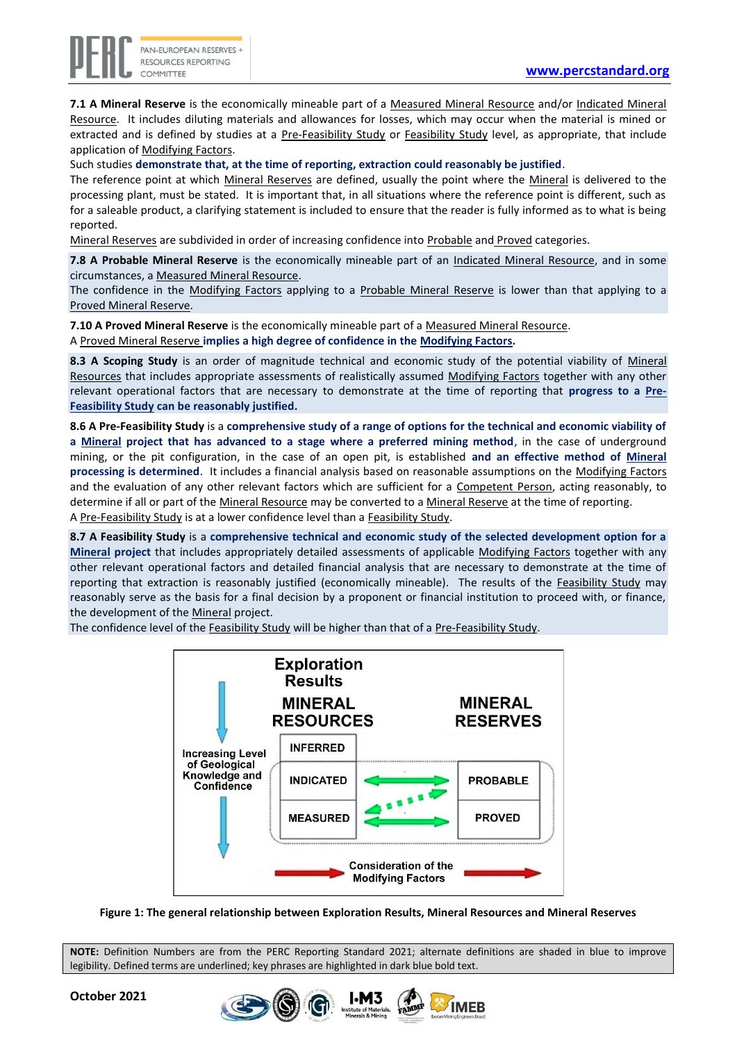**7.1 A Mineral Reserve** is the economically mineable part of a Measured Mineral Resource and/or Indicated Mineral Resource. It includes diluting materials and allowances for losses, which may occur when the material is mined or extracted and is defined by studies at a Pre-Feasibility Study or Feasibility Study level, as appropriate, that include application of Modifying Factors.

Such studies **demonstrate that, at the time of reporting, extraction could reasonably be justified**.

The reference point at which Mineral Reserves are defined, usually the point where the Mineral is delivered to the processing plant, must be stated. It is important that, in all situations where the reference point is different, such as for a saleable product, a clarifying statement is included to ensure that the reader is fully informed as to what is being reported.

Mineral Reserves are subdivided in order of increasing confidence into Probable and Proved categories.

**7.8 A Probable Mineral Reserve** is the economically mineable part of an Indicated Mineral Resource, and in some circumstances, a Measured Mineral Resource.

The confidence in the Modifying Factors applying to a Probable Mineral Reserve is lower than that applying to a Proved Mineral Reserve.

**7.10 A Proved Mineral Reserve** is the economically mineable part of a Measured Mineral Resource.

A Proved Mineral Reserve **implies a high degree of confidence in the Modifying Factors.**

**8.3 A Scoping Study** is an order of magnitude technical and economic study of the potential viability of Mineral Resources that includes appropriate assessments of realistically assumed Modifying Factors together with any other relevant operational factors that are necessary to demonstrate at the time of reporting that **progress to a Pre-Feasibility Study can be reasonably justified.**

**8.6 A Pre-Feasibility Study** is a **comprehensive study of a range of options for the technical and economic viability of a Mineral project that has advanced to a stage where a preferred mining method**, in the case of underground mining, or the pit configuration, in the case of an open pit, is established **and an effective method of Mineral processing is determined**. It includes a financial analysis based on reasonable assumptions on the Modifying Factors and the evaluation of any other relevant factors which are sufficient for a Competent Person, acting reasonably, to determine if all or part of the Mineral Resource may be converted to a Mineral Reserve at the time of reporting.

A Pre-Feasibility Study is at a lower confidence level than a Feasibility Study.

**8.7 A Feasibility Study** is a **comprehensive technical and economic study of the selected development option for a Mineral project** that includes appropriately detailed assessments of applicable Modifying Factors together with any other relevant operational factors and detailed financial analysis that are necessary to demonstrate at the time of reporting that extraction is reasonably justified (economically mineable). The results of the Feasibility Study may reasonably serve as the basis for a final decision by a proponent or financial institution to proceed with, or finance, the development of the Mineral project.

The confidence level of the Feasibility Study will be higher than that of a Pre-Feasibility Study.

Exploration Results

MINERAL RESOURCES

MINERAL RESERVES

Increasing Level of Geological Knowledge and Confidence

INFERRED

INDICATED

MEASURED

PROBABLE

PROVED

Consideration of the Modifying Factors

**Figure 1: The general relationship between Exploration Results, Mineral Resources and Mineral Reserves**

**NOTE:** Definition Numbers are from the PERC Reporting Standard 2021; alternate definitions are shaded in blue to improve legibility. Defined terms are underlined; key phrases are highlighted in dark blue bold text.

**October 2021**